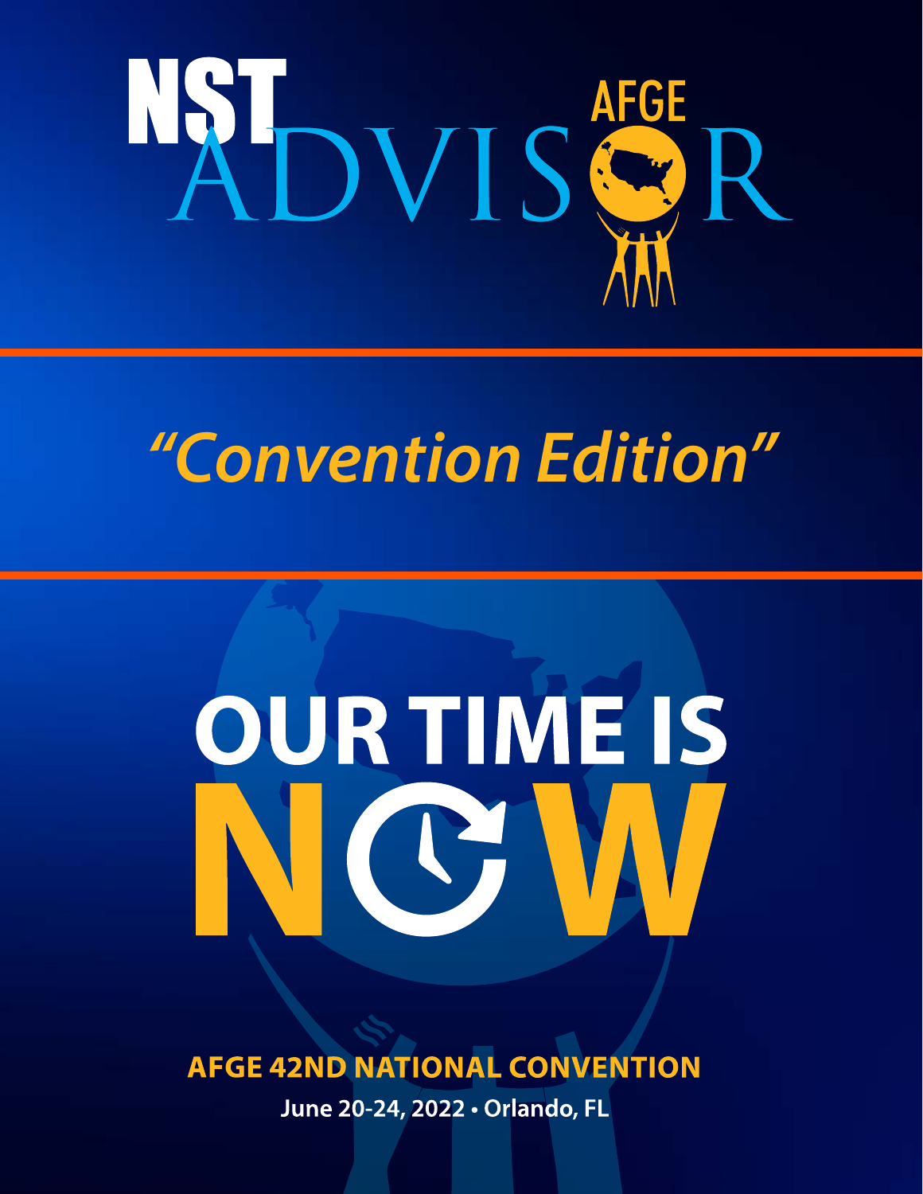# NST ADVISOR

AFGE

## *"Convention Edition"*

# OUR TIME IS NOW

**AFGE 42ND NATIONAL CONVENTION**

**June 20-24, 2022 • Orlando, FL**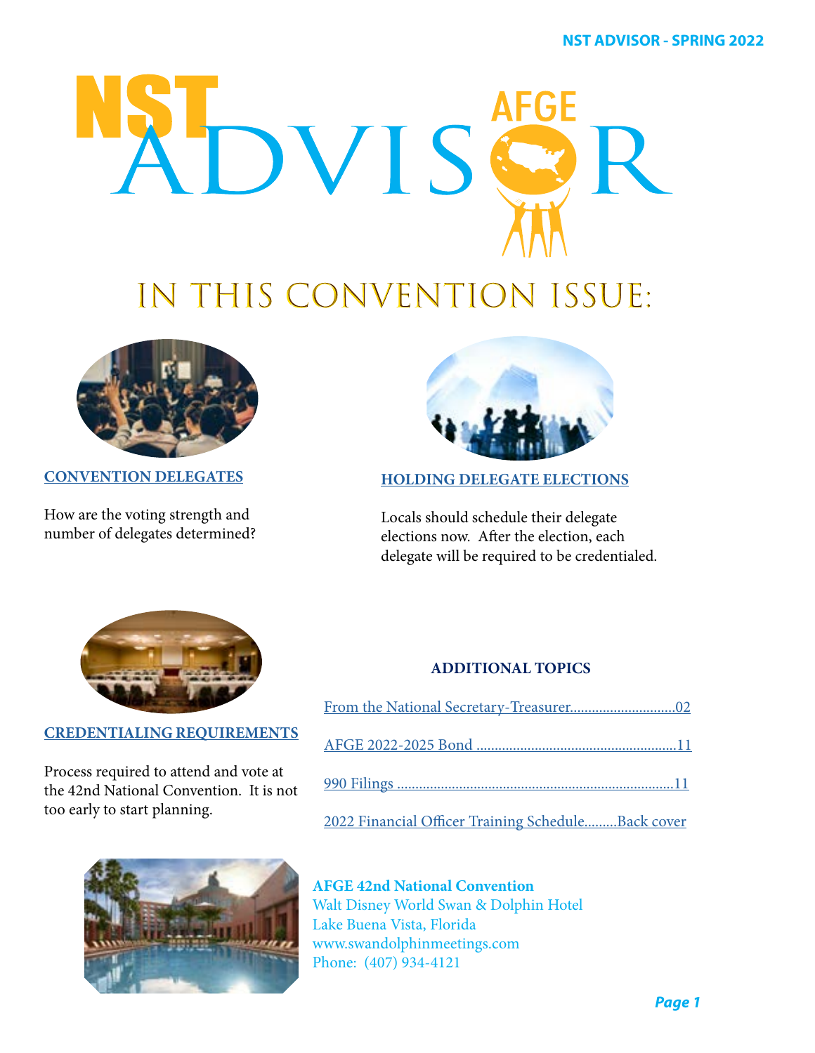# NST ADVISOR

## IN THIS CONVENTION ISSUE:

### CONVENTION DELEGATES

How are the voting strength and number of delegates determined?

### HOLDING DELEGATE ELECTIONS

Locals should schedule their delegate elections now. After the election, each delegate will be required to be credentialed.

### CREDENTIALING REQUIREMENTS

Process required to attend and vote at the 42nd National Convention. It is not too early to start planning.

### ADDITIONAL TOPICS

From the National Secretary-Treasurer............................02

AFGE 2022-2025 Bond ......................................................11

990 Filings ...........................................................................11

2022 Financial Officer Training Schedule.........Back cover

**AFGE 42nd National Convention**
Walt Disney World Swan & Dolphin Hotel
Lake Buena Vista, Florida
www.swandolphinmeetings.com
Phone: (407) 934-4121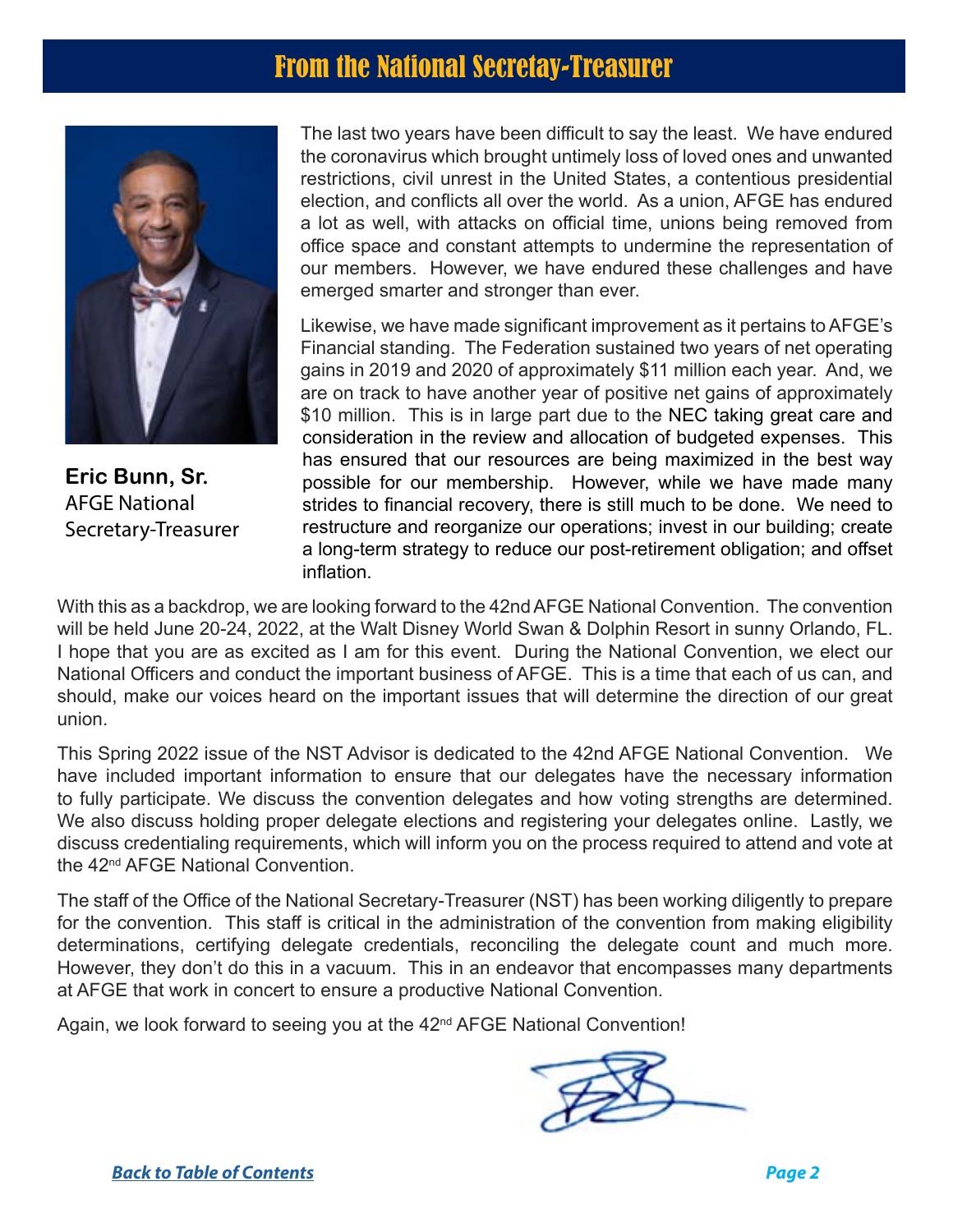# From the National Secretay-Treasurer

**Eric Bunn, Sr.**
AFGE National
Secretary-Treasurer

The last two years have been difficult to say the least. We have endured the coronavirus which brought untimely loss of loved ones and unwanted restrictions, civil unrest in the United States, a contentious presidential election, and conflicts all over the world. As a union, AFGE has endured a lot as well, with attacks on official time, unions being removed from office space and constant attempts to undermine the representation of our members. However, we have endured these challenges and have emerged smarter and stronger than ever.

Likewise, we have made significant improvement as it pertains to AFGE's Financial standing. The Federation sustained two years of net operating gains in 2019 and 2020 of approximately $11 million each year. And, we are on track to have another year of positive net gains of approximately $10 million. This is in large part due to the NEC taking great care and consideration in the review and allocation of budgeted expenses. This has ensured that our resources are being maximized in the best way possible for our membership. However, while we have made many strides to financial recovery, there is still much to be done. We need to restructure and reorganize our operations; invest in our building; create a long-term strategy to reduce our post-retirement obligation; and offset inflation.

With this as a backdrop, we are looking forward to the 42nd AFGE National Convention. The convention will be held June 20-24, 2022, at the Walt Disney World Swan & Dolphin Resort in sunny Orlando, FL. I hope that you are as excited as I am for this event. During the National Convention, we elect our National Officers and conduct the important business of AFGE. This is a time that each of us can, and should, make our voices heard on the important issues that will determine the direction of our great union.

This Spring 2022 issue of the NST Advisor is dedicated to the 42nd AFGE National Convention. We have included important information to ensure that our delegates have the necessary information to fully participate. We discuss the convention delegates and how voting strengths are determined. We also discuss holding proper delegate elections and registering your delegates online. Lastly, we discuss credentialing requirements, which will inform you on the process required to attend and vote at the 42nd AFGE National Convention.

The staff of the Office of the National Secretary-Treasurer (NST) has been working diligently to prepare for the convention. This staff is critical in the administration of the convention from making eligibility determinations, certifying delegate credentials, reconciling the delegate count and much more. However, they don't do this in a vacuum. This in an endeavor that encompasses many departments at AFGE that work in concert to ensure a productive National Convention.

Again, we look forward to seeing you at the 42nd AFGE National Convention!

*Back to Table of Contents*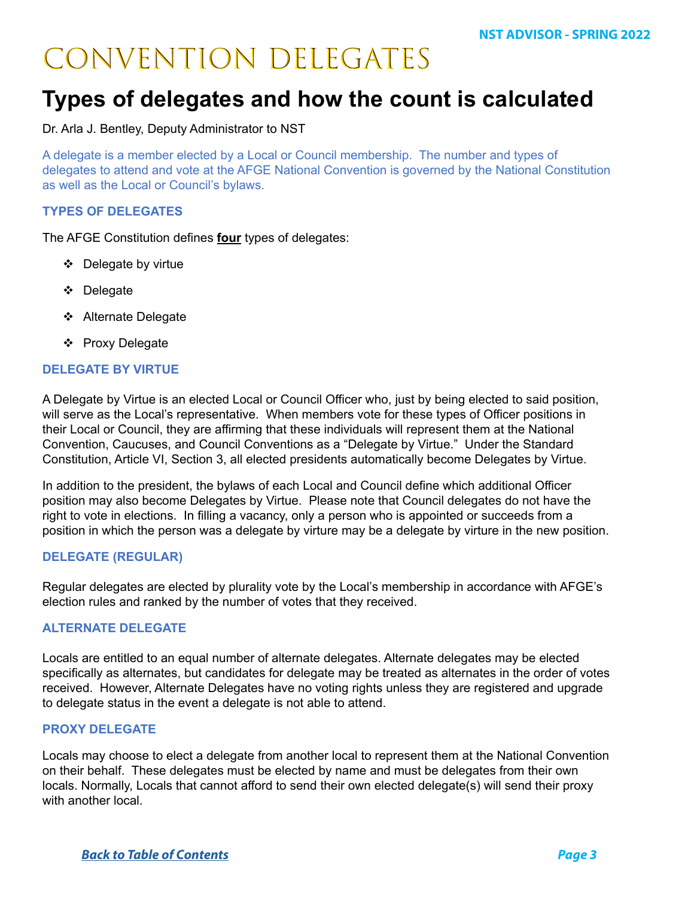# CONVENTION DELEGATES

## Types of delegates and how the count is calculated

Dr. Arla J. Bentley, Deputy Administrator to NST

A delegate is a member elected by a Local or Council membership. The number and types of delegates to attend and vote at the AFGE National Convention is governed by the National Constitution as well as the Local or Council's bylaws.

### TYPES OF DELEGATES

The AFGE Constitution defines **four** types of delegates:

- Delegate by virtue
- Delegate
- Alternate Delegate
- Proxy Delegate

### DELEGATE BY VIRTUE

A Delegate by Virtue is an elected Local or Council Officer who, just by being elected to said position, will serve as the Local's representative. When members vote for these types of Officer positions in their Local or Council, they are affirming that these individuals will represent them at the National Convention, Caucuses, and Council Conventions as a "Delegate by Virtue." Under the Standard Constitution, Article VI, Section 3, all elected presidents automatically become Delegates by Virtue.

In addition to the president, the bylaws of each Local and Council define which additional Officer position may also become Delegates by Virtue. Please note that Council delegates do not have the right to vote in elections. In filling a vacancy, only a person who is appointed or succeeds from a position in which the person was a delegate by virture may be a delegate by virture in the new position.

### DELEGATE (REGULAR)

Regular delegates are elected by plurality vote by the Local's membership in accordance with AFGE's election rules and ranked by the number of votes that they received.

### ALTERNATE DELEGATE

Locals are entitled to an equal number of alternate delegates. Alternate delegates may be elected specifically as alternates, but candidates for delegate may be treated as alternates in the order of votes received. However, Alternate Delegates have no voting rights unless they are registered and upgrade to delegate status in the event a delegate is not able to attend.

### PROXY DELEGATE

Locals may choose to elect a delegate from another local to represent them at the National Convention on their behalf. These delegates must be elected by name and must be delegates from their own locals. Normally, Locals that cannot afford to send their own elected delegate(s) will send their proxy with another local.

*Back to Table of Contents*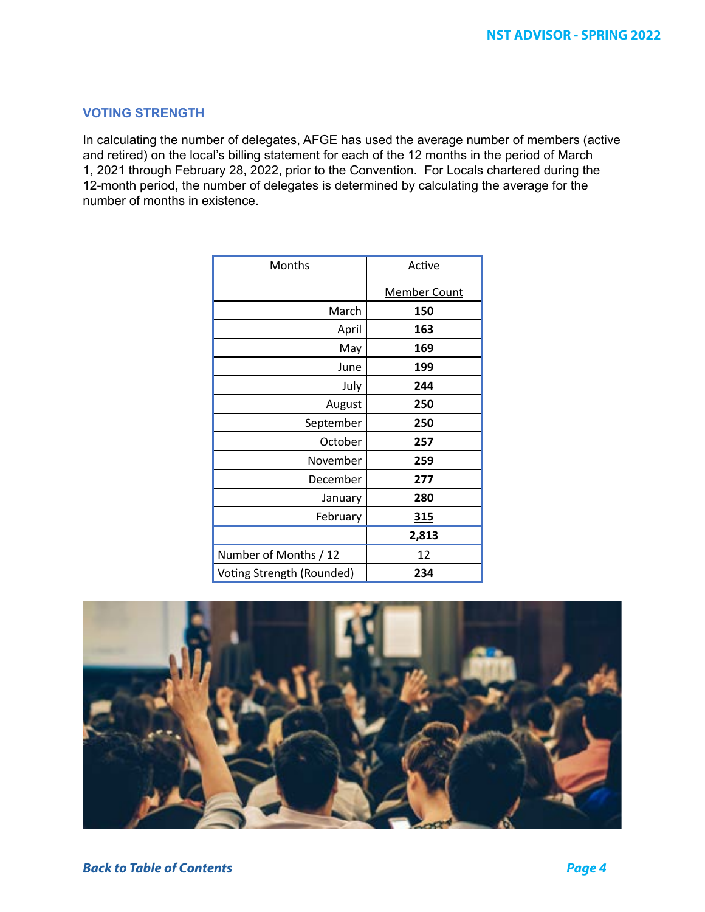## VOTING STRENGTH

In calculating the number of delegates, AFGE has used the average number of members (active and retired) on the local's billing statement for each of the 12 months in the period of March 1, 2021 through February 28, 2022, prior to the Convention. For Locals chartered during the 12-month period, the number of delegates is determined by calculating the average for the number of months in existence.

| Months | Active Member Count |
|---|---|
| March | **150** |
| April | **163** |
| May | **169** |
| June | **199** |
| July | **244** |
| August | **250** |
| September | **250** |
| October | **257** |
| November | **259** |
| December | **277** |
| January | **280** |
| February | **315** |
| | **2,813** |
| Number of Months / 12 | 12 |
| Voting Strength (Rounded) | **234** |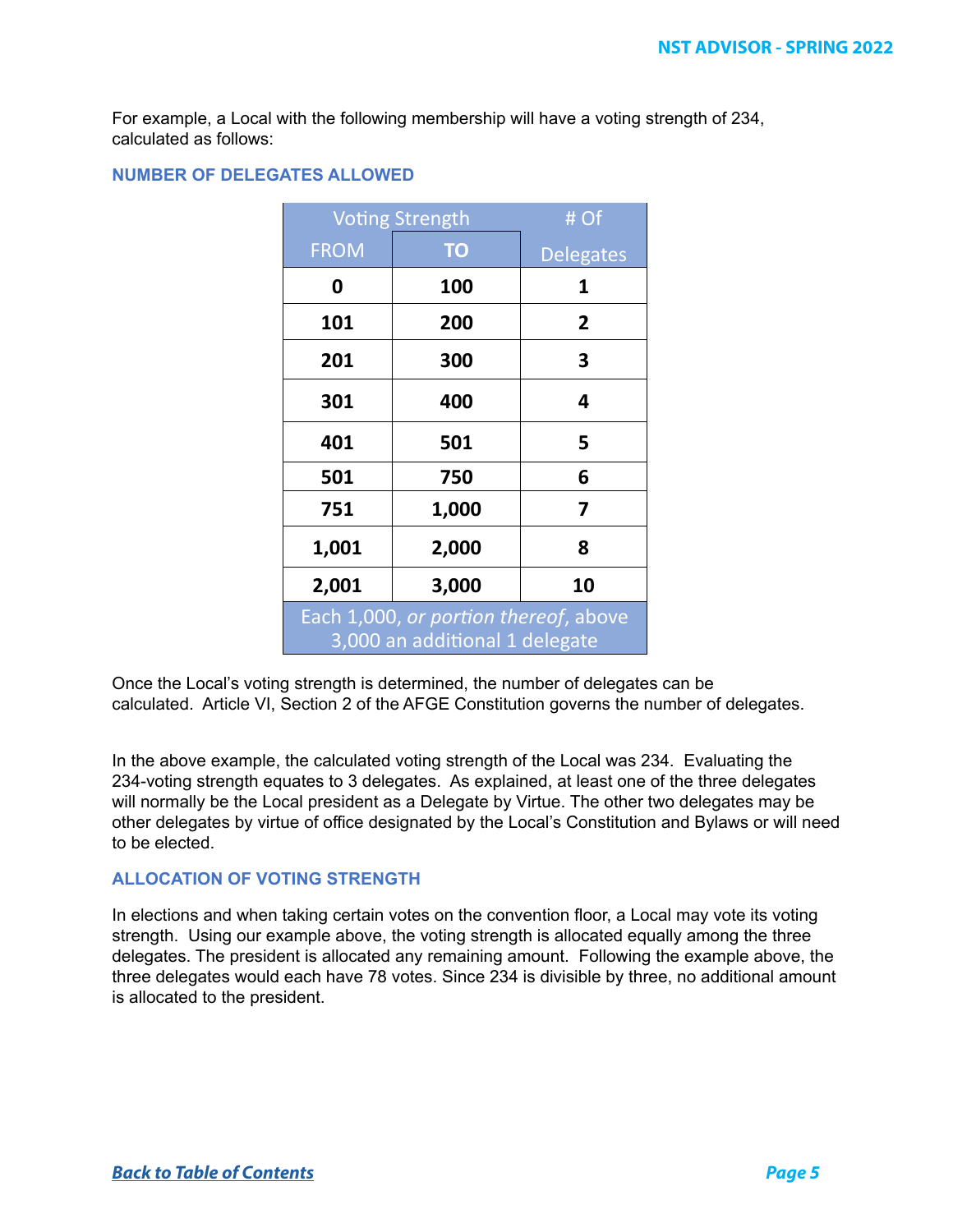For example, a Local with the following membership will have a voting strength of 234, calculated as follows:

### NUMBER OF DELEGATES ALLOWED

| Voting Strength | | # Of |
|---|---|---|
| FROM | TO | Delegates |
| 0 | 100 | 1 |
| 101 | 200 | 2 |
| 201 | 300 | 3 |
| 301 | 400 | 4 |
| 401 | 501 | 5 |
| 501 | 750 | 6 |
| 751 | 1,000 | 7 |
| 1,001 | 2,000 | 8 |
| 2,001 | 3,000 | 10 |
| Each 1,000, *or portion thereof*, above 3,000 an additional 1 delegate | | |

Once the Local's voting strength is determined, the number of delegates can be calculated. Article VI, Section 2 of the AFGE Constitution governs the number of delegates.

In the above example, the calculated voting strength of the Local was 234. Evaluating the 234-voting strength equates to 3 delegates. As explained, at least one of the three delegates will normally be the Local president as a Delegate by Virtue. The other two delegates may be other delegates by virtue of office designated by the Local's Constitution and Bylaws or will need to be elected.

### ALLOCATION OF VOTING STRENGTH

In elections and when taking certain votes on the convention floor, a Local may vote its voting strength. Using our example above, the voting strength is allocated equally among the three delegates. The president is allocated any remaining amount. Following the example above, the three delegates would each have 78 votes. Since 234 is divisible by three, no additional amount is allocated to the president.

[***Back to Table of Contents***]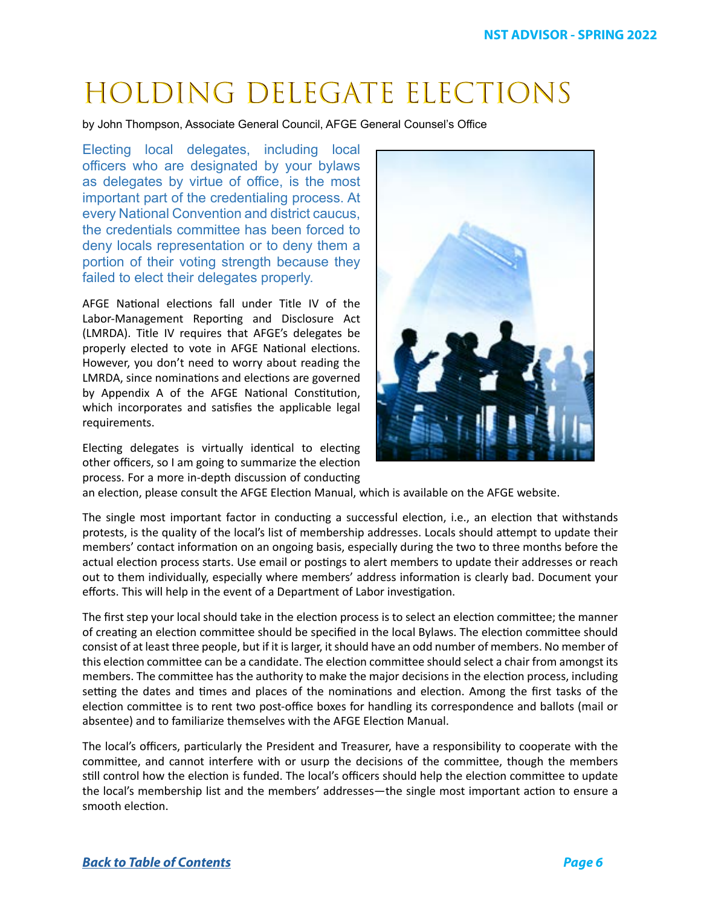# HOLDING DELEGATE ELECTIONS

by John Thompson, Associate General Council, AFGE General Counsel's Office

Electing local delegates, including local officers who are designated by your bylaws as delegates by virtue of office, is the most important part of the credentialing process. At every National Convention and district caucus, the credentials committee has been forced to deny locals representation or to deny them a portion of their voting strength because they failed to elect their delegates properly.

AFGE National elections fall under Title IV of the Labor-Management Reporting and Disclosure Act (LMRDA). Title IV requires that AFGE's delegates be properly elected to vote in AFGE National elections. However, you don't need to worry about reading the LMRDA, since nominations and elections are governed by Appendix A of the AFGE National Constitution, which incorporates and satisfies the applicable legal requirements.

Electing delegates is virtually identical to electing other officers, so I am going to summarize the election process. For a more in-depth discussion of conducting an election, please consult the AFGE Election Manual, which is available on the AFGE website.

The single most important factor in conducting a successful election, i.e., an election that withstands protests, is the quality of the local's list of membership addresses. Locals should attempt to update their members' contact information on an ongoing basis, especially during the two to three months before the actual election process starts. Use email or postings to alert members to update their addresses or reach out to them individually, especially where members' address information is clearly bad. Document your efforts. This will help in the event of a Department of Labor investigation.

The first step your local should take in the election process is to select an election committee; the manner of creating an election committee should be specified in the local Bylaws. The election committee should consist of at least three people, but if it is larger, it should have an odd number of members. No member of this election committee can be a candidate. The election committee should select a chair from amongst its members. The committee has the authority to make the major decisions in the election process, including setting the dates and times and places of the nominations and election. Among the first tasks of the election committee is to rent two post-office boxes for handling its correspondence and ballots (mail or absentee) and to familiarize themselves with the AFGE Election Manual.

The local's officers, particularly the President and Treasurer, have a responsibility to cooperate with the committee, and cannot interfere with or usurp the decisions of the committee, though the members still control how the election is funded. The local's officers should help the election committee to update the local's membership list and the members' addresses—the single most important action to ensure a smooth election.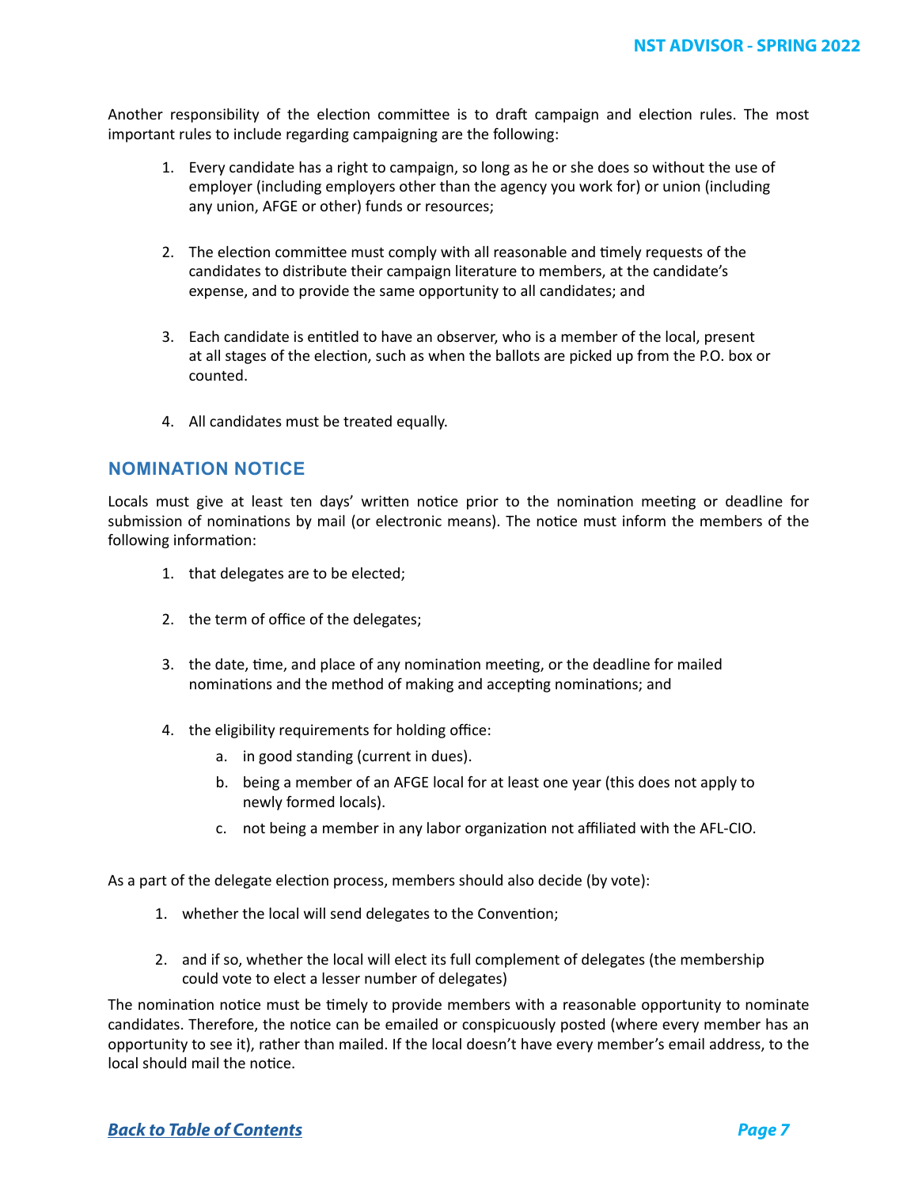Another responsibility of the election committee is to draft campaign and election rules. The most important rules to include regarding campaigning are the following:

1. Every candidate has a right to campaign, so long as he or she does so without the use of employer (including employers other than the agency you work for) or union (including any union, AFGE or other) funds or resources;

2. The election committee must comply with all reasonable and timely requests of the candidates to distribute their campaign literature to members, at the candidate's expense, and to provide the same opportunity to all candidates; and

3. Each candidate is entitled to have an observer, who is a member of the local, present at all stages of the election, such as when the ballots are picked up from the P.O. box or counted.

4. All candidates must be treated equally.

## NOMINATION NOTICE

Locals must give at least ten days' written notice prior to the nomination meeting or deadline for submission of nominations by mail (or electronic means). The notice must inform the members of the following information:

1. that delegates are to be elected;

2. the term of office of the delegates;

3. the date, time, and place of any nomination meeting, or the deadline for mailed nominations and the method of making and accepting nominations; and

4. the eligibility requirements for holding office:
   a. in good standing (current in dues).
   b. being a member of an AFGE local for at least one year (this does not apply to newly formed locals).
   c. not being a member in any labor organization not affiliated with the AFL-CIO.

As a part of the delegate election process, members should also decide (by vote):

1. whether the local will send delegates to the Convention;

2. and if so, whether the local will elect its full complement of delegates (the membership could vote to elect a lesser number of delegates)

The nomination notice must be timely to provide members with a reasonable opportunity to nominate candidates. Therefore, the notice can be emailed or conspicuously posted (where every member has an opportunity to see it), rather than mailed. If the local doesn't have every member's email address, to the local should mail the notice.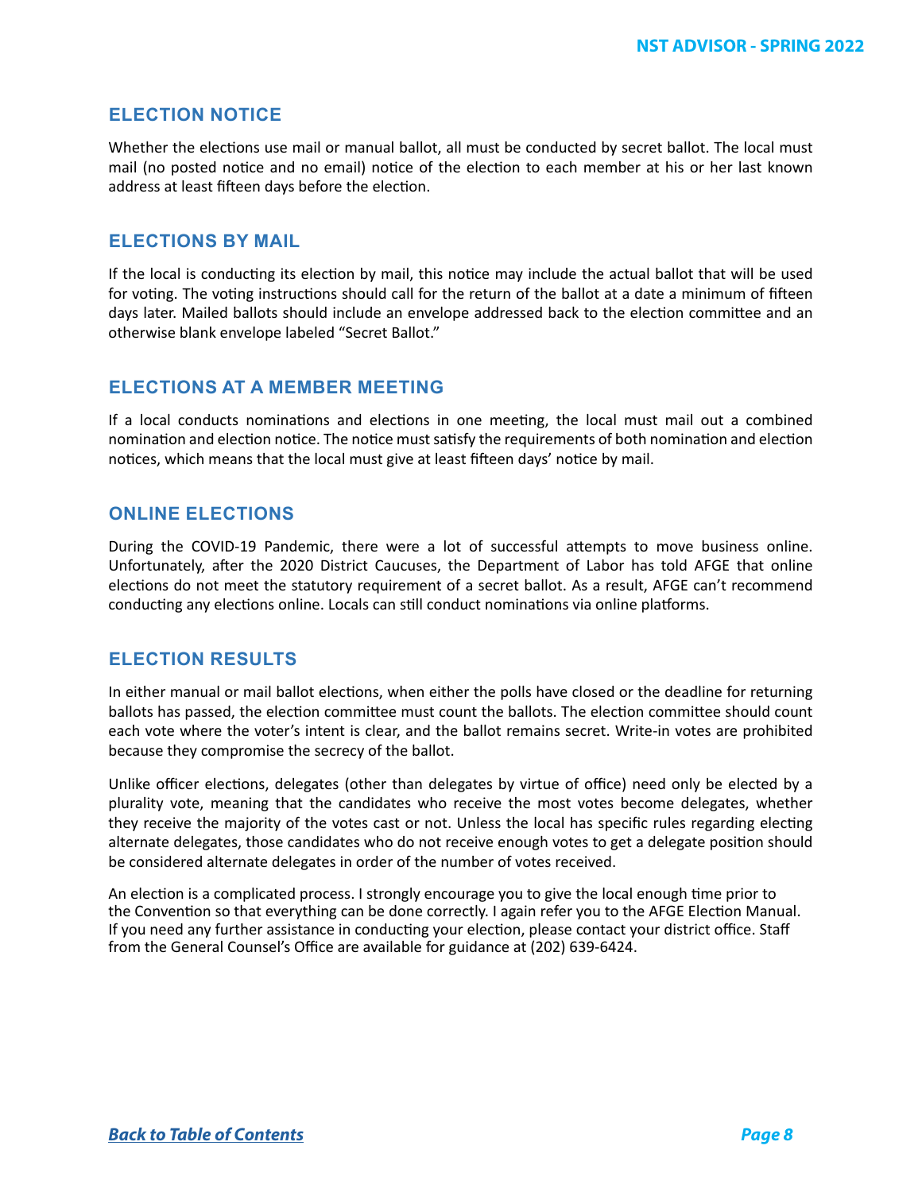## ELECTION NOTICE

Whether the elections use mail or manual ballot, all must be conducted by secret ballot. The local must mail (no posted notice and no email) notice of the election to each member at his or her last known address at least fifteen days before the election.

## ELECTIONS BY MAIL

If the local is conducting its election by mail, this notice may include the actual ballot that will be used for voting. The voting instructions should call for the return of the ballot at a date a minimum of fifteen days later. Mailed ballots should include an envelope addressed back to the election committee and an otherwise blank envelope labeled "Secret Ballot."

## ELECTIONS AT A MEMBER MEETING

If a local conducts nominations and elections in one meeting, the local must mail out a combined nomination and election notice. The notice must satisfy the requirements of both nomination and election notices, which means that the local must give at least fifteen days' notice by mail.

## ONLINE ELECTIONS

During the COVID-19 Pandemic, there were a lot of successful attempts to move business online. Unfortunately, after the 2020 District Caucuses, the Department of Labor has told AFGE that online elections do not meet the statutory requirement of a secret ballot. As a result, AFGE can't recommend conducting any elections online. Locals can still conduct nominations via online platforms.

## ELECTION RESULTS

In either manual or mail ballot elections, when either the polls have closed or the deadline for returning ballots has passed, the election committee must count the ballots. The election committee should count each vote where the voter's intent is clear, and the ballot remains secret. Write-in votes are prohibited because they compromise the secrecy of the ballot.

Unlike officer elections, delegates (other than delegates by virtue of office) need only be elected by a plurality vote, meaning that the candidates who receive the most votes become delegates, whether they receive the majority of the votes cast or not. Unless the local has specific rules regarding electing alternate delegates, those candidates who do not receive enough votes to get a delegate position should be considered alternate delegates in order of the number of votes received.

An election is a complicated process. I strongly encourage you to give the local enough time prior to the Convention so that everything can be done correctly. I again refer you to the AFGE Election Manual. If you need any further assistance in conducting your election, please contact your district office. Staff from the General Counsel's Office are available for guidance at (202) 639-6424.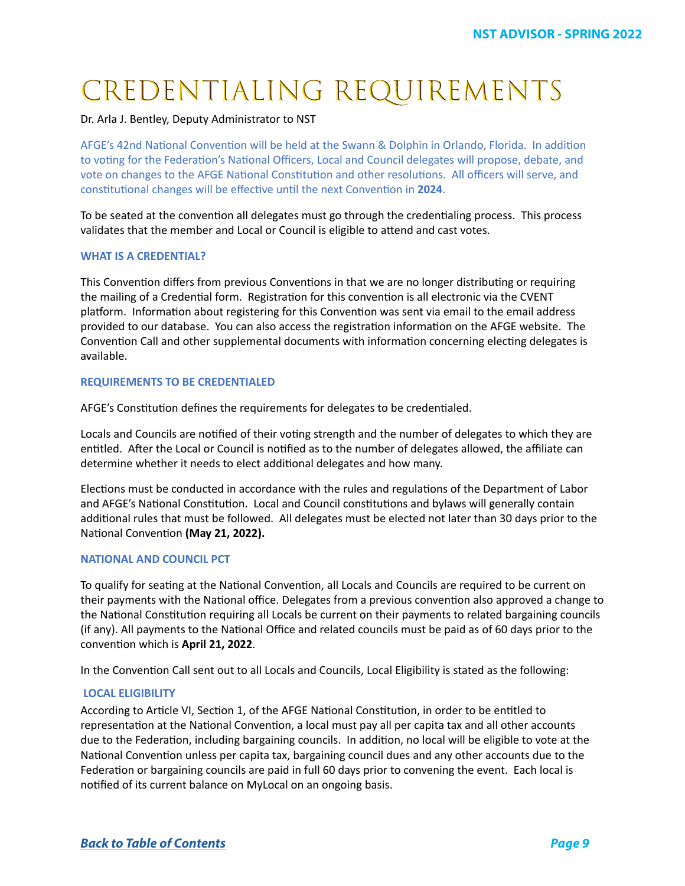# Credentialing Requirements

Dr. Arla J. Bentley, Deputy Administrator to NST

AFGE's 42nd National Convention will be held at the Swann & Dolphin in Orlando, Florida. In addition to voting for the Federation's National Officers, Local and Council delegates will propose, debate, and vote on changes to the AFGE National Constitution and other resolutions. All officers will serve, and constitutional changes will be effective until the next Convention in **2024**.

To be seated at the convention all delegates must go through the credentialing process. This process validates that the member and Local or Council is eligible to attend and cast votes.

### WHAT IS A CREDENTIAL?

This Convention differs from previous Conventions in that we are no longer distributing or requiring the mailing of a Credential form. Registration for this convention is all electronic via the CVENT platform. Information about registering for this Convention was sent via email to the email address provided to our database. You can also access the registration information on the AFGE website. The Convention Call and other supplemental documents with information concerning electing delegates is available.

### REQUIREMENTS TO BE CREDENTIALED

AFGE's Constitution defines the requirements for delegates to be credentialed.

Locals and Councils are notified of their voting strength and the number of delegates to which they are entitled. After the Local or Council is notified as to the number of delegates allowed, the affiliate can determine whether it needs to elect additional delegates and how many.

Elections must be conducted in accordance with the rules and regulations of the Department of Labor and AFGE's National Constitution. Local and Council constitutions and bylaws will generally contain additional rules that must be followed. All delegates must be elected not later than 30 days prior to the National Convention **(May 21, 2022).**

### NATIONAL AND COUNCIL PCT

To qualify for seating at the National Convention, all Locals and Councils are required to be current on their payments with the National office. Delegates from a previous convention also approved a change to the National Constitution requiring all Locals be current on their payments to related bargaining councils (if any). All payments to the National Office and related councils must be paid as of 60 days prior to the convention which is **April 21, 2022**.

In the Convention Call sent out to all Locals and Councils, Local Eligibility is stated as the following:

### LOCAL ELIGIBILITY

According to Article VI, Section 1, of the AFGE National Constitution, in order to be entitled to representation at the National Convention, a local must pay all per capita tax and all other accounts due to the Federation, including bargaining councils. In addition, no local will be eligible to vote at the National Convention unless per capita tax, bargaining council dues and any other accounts due to the Federation or bargaining councils are paid in full 60 days prior to convening the event. Each local is notified of its current balance on MyLocal on an ongoing basis.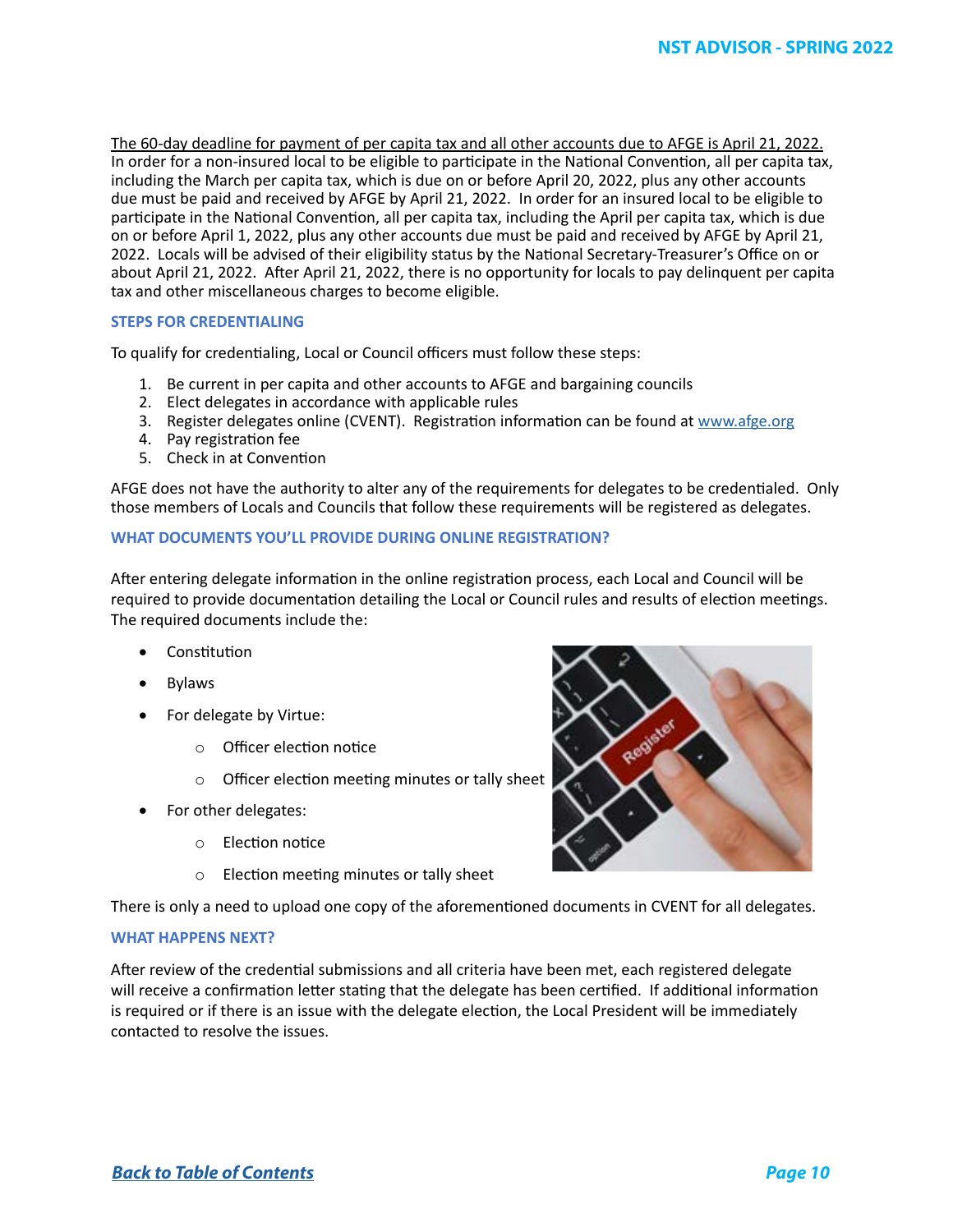The 60-day deadline for payment of per capita tax and all other accounts due to AFGE is April 21, 2022. In order for a non-insured local to be eligible to participate in the National Convention, all per capita tax, including the March per capita tax, which is due on or before April 20, 2022, plus any other accounts due must be paid and received by AFGE by April 21, 2022. In order for an insured local to be eligible to participate in the National Convention, all per capita tax, including the April per capita tax, which is due on or before April 1, 2022, plus any other accounts due must be paid and received by AFGE by April 21, 2022. Locals will be advised of their eligibility status by the National Secretary-Treasurer's Office on or about April 21, 2022. After April 21, 2022, there is no opportunity for locals to pay delinquent per capita tax and other miscellaneous charges to become eligible.

### STEPS FOR CREDENTIALING

To qualify for credentialing, Local or Council officers must follow these steps:

1. Be current in per capita and other accounts to AFGE and bargaining councils
2. Elect delegates in accordance with applicable rules
3. Register delegates online (CVENT). Registration information can be found at www.afge.org
4. Pay registration fee
5. Check in at Convention

AFGE does not have the authority to alter any of the requirements for delegates to be credentialed. Only those members of Locals and Councils that follow these requirements will be registered as delegates.

### WHAT DOCUMENTS YOU'LL PROVIDE DURING ONLINE REGISTRATION?

After entering delegate information in the online registration process, each Local and Council will be required to provide documentation detailing the Local or Council rules and results of election meetings. The required documents include the:

- Constitution
- Bylaws
- For delegate by Virtue:
  - Officer election notice
  - Officer election meeting minutes or tally sheet
- For other delegates:
  - Election notice
  - Election meeting minutes or tally sheet

There is only a need to upload one copy of the aforementioned documents in CVENT for all delegates.

### WHAT HAPPENS NEXT?

After review of the credential submissions and all criteria have been met, each registered delegate will receive a confirmation letter stating that the delegate has been certified. If additional information is required or if there is an issue with the delegate election, the Local President will be immediately contacted to resolve the issues.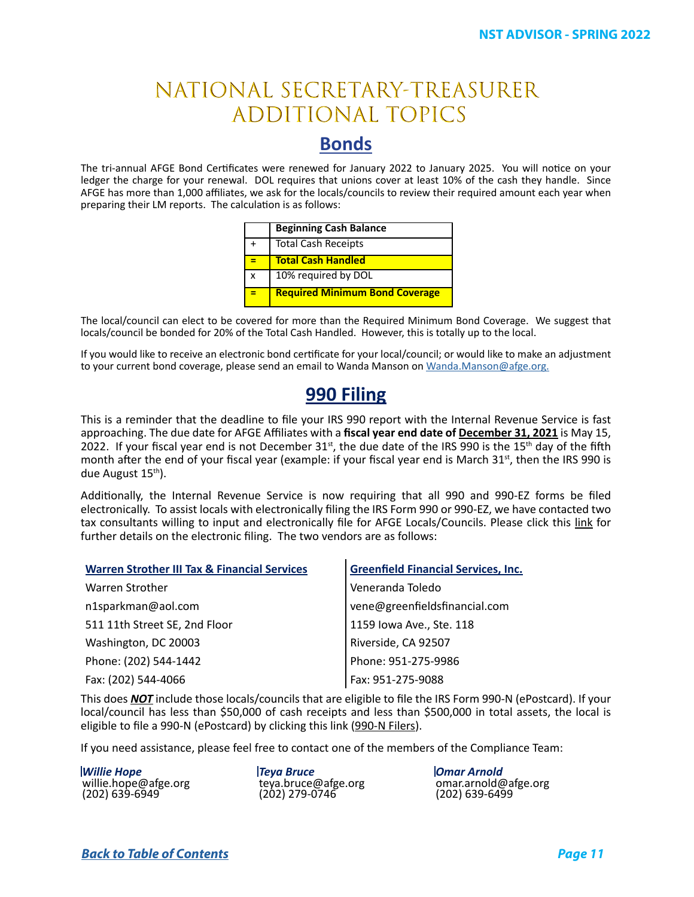# NATIONAL SECRETARY-TREASURER ADDITIONAL TOPICS

## Bonds

The tri-annual AFGE Bond Certificates were renewed for January 2022 to January 2025. You will notice on your ledger the charge for your renewal. DOL requires that unions cover at least 10% of the cash they handle. Since AFGE has more than 1,000 affiliates, we ask for the locals/councils to review their required amount each year when preparing their LM reports. The calculation is as follows:

| | **Beginning Cash Balance** |
|---|---|
| + | Total Cash Receipts |
| **=** | **Total Cash Handled** |
| x | 10% required by DOL |
| **=** | **Required Minimum Bond Coverage** |

The local/council can elect to be covered for more than the Required Minimum Bond Coverage. We suggest that locals/council be bonded for 20% of the Total Cash Handled. However, this is totally up to the local.

If you would like to receive an electronic bond certificate for your local/council; or would like to make an adjustment to your current bond coverage, please send an email to Wanda Manson on Wanda.Manson@afge.org.

## 990 Filing

This is a reminder that the deadline to file your IRS 990 report with the Internal Revenue Service is fast approaching. The due date for AFGE Affiliates with a **fiscal year end date of <u>December 31, 2021</u>** is May 15, 2022. If your fiscal year end is not December 31st, the due date of the IRS 990 is the 15th day of the fifth month after the end of your fiscal year (example: if your fiscal year end is March 31st, then the IRS 990 is due August 15th).

Additionally, the Internal Revenue Service is now requiring that all 990 and 990-EZ forms be filed electronically. To assist locals with electronically filing the IRS Form 990 or 990-EZ, we have contacted two tax consultants willing to input and electronically file for AFGE Locals/Councils. Please click this link for further details on the electronic filing. The two vendors are as follows:

**Warren Strother III Tax & Financial Services**
Warren Strother
n1sparkman@aol.com
511 11th Street SE, 2nd Floor
Washington, DC 20003
Phone: (202) 544-1442
Fax: (202) 544-4066

**Greenfield Financial Services, Inc.**
Veneranda Toledo
vene@greenfieldsfinancial.com
1159 Iowa Ave., Ste. 118
Riverside, CA 92507
Phone: 951-275-9986
Fax: 951-275-9088

This does ***<u>NOT</u>*** include those locals/councils that are eligible to file the IRS Form 990-N (ePostcard). If your local/council has less than $50,000 of cash receipts and less than $500,000 in total assets, the local is eligible to file a 990-N (ePostcard) by clicking this link (990-N Filers).

If you need assistance, please feel free to contact one of the members of the Compliance Team:

***Willie Hope***
willie.hope@afge.org
(202) 639-6949

***Teya Bruce***
teya.bruce@afge.org
(202) 279-0746

***Omar Arnold***
omar.arnold@afge.org
(202) 639-6499

***Back to Table of Contents***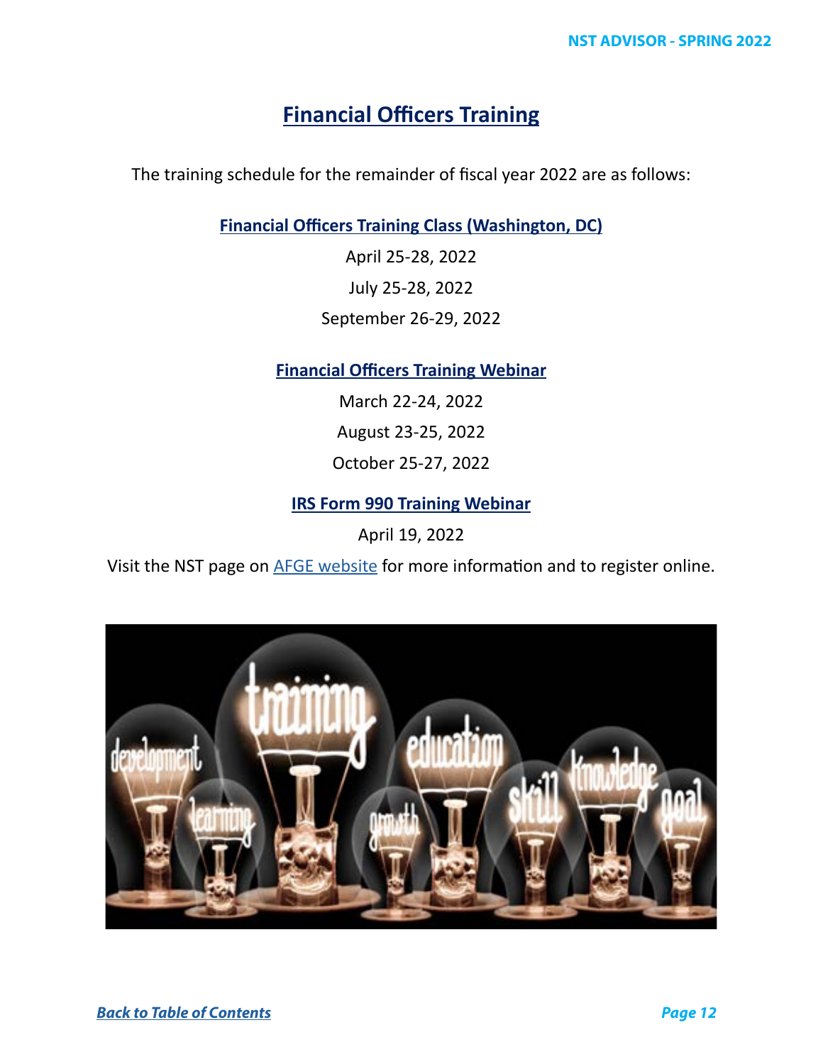## Financial Officers Training

The training schedule for the remainder of fiscal year 2022 are as follows:

**Financial Officers Training Class (Washington, DC)**

April 25-28, 2022

July 25-28, 2022

September 26-29, 2022

**Financial Officers Training Webinar**

March 22-24, 2022

August 23-25, 2022

October 25-27, 2022

**IRS Form 990 Training Webinar**

April 19, 2022

Visit the NST page on AFGE website for more information and to register online.

*Back to Table of Contents*